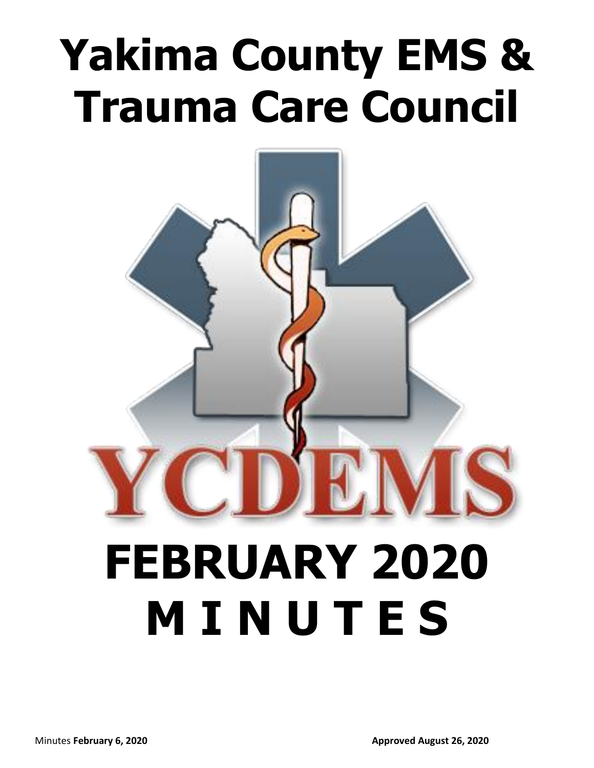# Yakima County EMS & Trauma Care Council

YCDEMS

# FEBRUARY 2020 M I N U T E S

Minutes **February 6, 2020** **Approved August 26, 2020**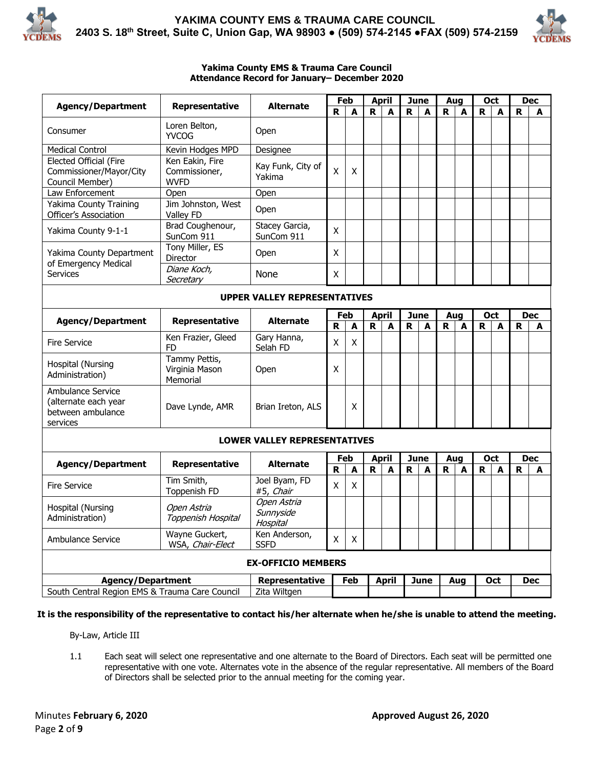YAKIMA COUNTY EMS & TRAUMA CARE COUNCIL
2403 S. 18th Street, Suite C, Union Gap, WA 98903 ● (509) 574-2145 ●FAX (509) 574-2159

**Yakima County EMS & Trauma Care Council**
**Attendance Record for January– December 2020**

| Agency/Department | Representative | Alternate | Feb | | April | | June | | Aug | | Oct | | Dec | |
|---|---|---|---|---|---|---|---|---|---|---|---|---|---|---|
| | | | R | A | R | A | R | A | R | A | R | A | R | A |
| Consumer | Loren Belton, YVCOG | Open | | | | | | | | | | | | |
| Medical Control | Kevin Hodges MPD | Designee | | | | | | | | | | | | |
| Elected Official (Fire Commissioner/Mayor/City Council Member) | Ken Eakin, Fire Commissioner, WVFD | Kay Funk, City of Yakima | X | X | | | | | | | | | | |
| Law Enforcement | Open | Open | | | | | | | | | | | | |
| Yakima County Training Officer's Association | Jim Johnston, West Valley FD | Open | | | | | | | | | | | | |
| Yakima County 9-1-1 | Brad Coughenour, SunCom 911 | Stacey Garcia, SunCom 911 | X | | | | | | | | | | | |
| Yakima County Department of Emergency Medical Services | Tony Miller, ES Director | Open | X | | | | | | | | | | | |
| | *Diane Koch, Secretary* | None | X | | | | | | | | | | | |

**UPPER VALLEY REPRESENTATIVES**

| Agency/Department | Representative | Alternate | Feb | | April | | June | | Aug | | Oct | | Dec | |
|---|---|---|---|---|---|---|---|---|---|---|---|---|---|---|
| | | | R | A | R | A | R | A | R | A | R | A | R | A |
| Fire Service | Ken Frazier, Gleed FD | Gary Hanna, Selah FD | X | X | | | | | | | | | | |
| Hospital (Nursing Administration) | Tammy Pettis, Virginia Mason Memorial | Open | X | | | | | | | | | | | |
| Ambulance Service (alternate each year between ambulance services | Dave Lynde, AMR | Brian Ireton, ALS | | X | | | | | | | | | | |

**LOWER VALLEY REPRESENTATIVES**

| Agency/Department | Representative | Alternate | Feb | | April | | June | | Aug | | Oct | | Dec | |
|---|---|---|---|---|---|---|---|---|---|---|---|---|---|---|
| | | | R | A | R | A | R | A | R | A | R | A | R | A |
| Fire Service | Tim Smith, Toppenish FD | Joel Byam, FD #5, *Chair* | X | X | | | | | | | | | | |
| Hospital (Nursing Administration) | *Open Astria Toppenish Hospital* | *Open Astria Sunnyside Hospital* | | | | | | | | | | | | |
| Ambulance Service | Wayne Guckert, WSA, *Chair-Elect* | Ken Anderson, SSFD | X | X | | | | | | | | | | |

**EX-OFFICIO MEMBERS**

| Agency/Department | Representative | Feb | April | June | Aug | Oct | Dec |
|---|---|---|---|---|---|---|---|
| South Central Region EMS & Trauma Care Council | Zita Wiltgen | | | | | | |

**It is the responsibility of the representative to contact his/her alternate when he/she is unable to attend the meeting.**

By-Law, Article III

1.1 Each seat will select one representative and one alternate to the Board of Directors. Each seat will be permitted one representative with one vote. Alternates vote in the absence of the regular representative. All members of the Board of Directors shall be selected prior to the annual meeting for the coming year.

Minutes **February 6, 2020** **Approved August 26, 2020**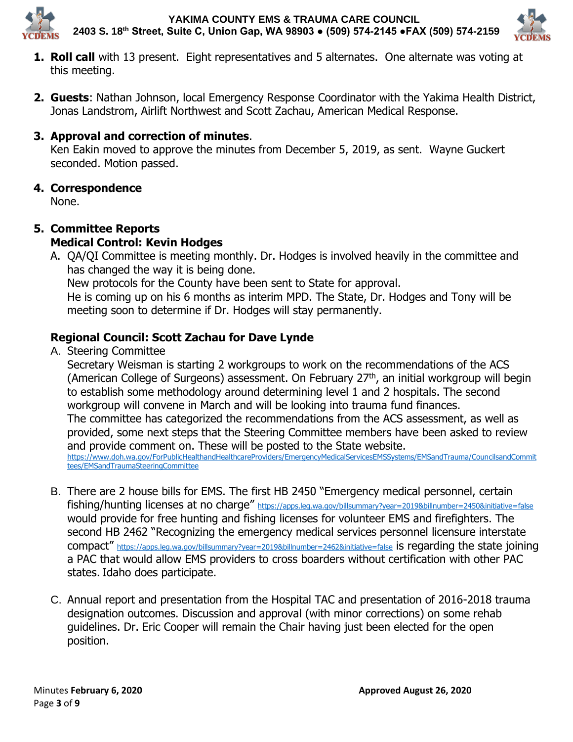1. **Roll call** with 13 present. Eight representatives and 5 alternates. One alternate was voting at this meeting.

2. **Guests**: Nathan Johnson, local Emergency Response Coordinator with the Yakima Health District, Jonas Landstrom, Airlift Northwest and Scott Zachau, American Medical Response.

3. **Approval and correction of minutes**.
   Ken Eakin moved to approve the minutes from December 5, 2019, as sent. Wayne Guckert seconded. Motion passed.

4. **Correspondence**
   None.

5. **Committee Reports**
   **Medical Control: Kevin Hodges**

   A. QA/QI Committee is meeting monthly. Dr. Hodges is involved heavily in the committee and has changed the way it is being done.
      New protocols for the County have been sent to State for approval.
      He is coming up on his 6 months as interim MPD. The State, Dr. Hodges and Tony will be meeting soon to determine if Dr. Hodges will stay permanently.

   **Regional Council: Scott Zachau for Dave Lynde**

   A. Steering Committee
      Secretary Weisman is starting 2 workgroups to work on the recommendations of the ACS (American College of Surgeons) assessment. On February 27th, an initial workgroup will begin to establish some methodology around determining level 1 and 2 hospitals. The second workgroup will convene in March and will be looking into trauma fund finances.
      The committee has categorized the recommendations from the ACS assessment, as well as provided, some next steps that the Steering Committee members have been asked to review and provide comment on. These will be posted to the State website.
      https://www.doh.wa.gov/ForPublicHealthandHealthcareProviders/EmergencyMedicalServicesEMSSystems/EMSandTrauma/CouncilsandCommittees/EMSandTraumaSteeringCommittee

   B. There are 2 house bills for EMS. The first HB 2450 "Emergency medical personnel, certain fishing/hunting licenses at no charge" https://apps.leg.wa.gov/billsummary?year=2019&billnumber=2450&initiative=false would provide for free hunting and fishing licenses for volunteer EMS and firefighters. The second HB 2462 "Recognizing the emergency medical services personnel licensure interstate compact" https://apps.leg.wa.gov/billsummary?year=2019&billnumber=2462&initiative=false is regarding the state joining a PAC that would allow EMS providers to cross boarders without certification with other PAC states. Idaho does participate.

   C. Annual report and presentation from the Hospital TAC and presentation of 2016-2018 trauma designation outcomes. Discussion and approval (with minor corrections) on some rehab guidelines. Dr. Eric Cooper will remain the Chair having just been elected for the open position.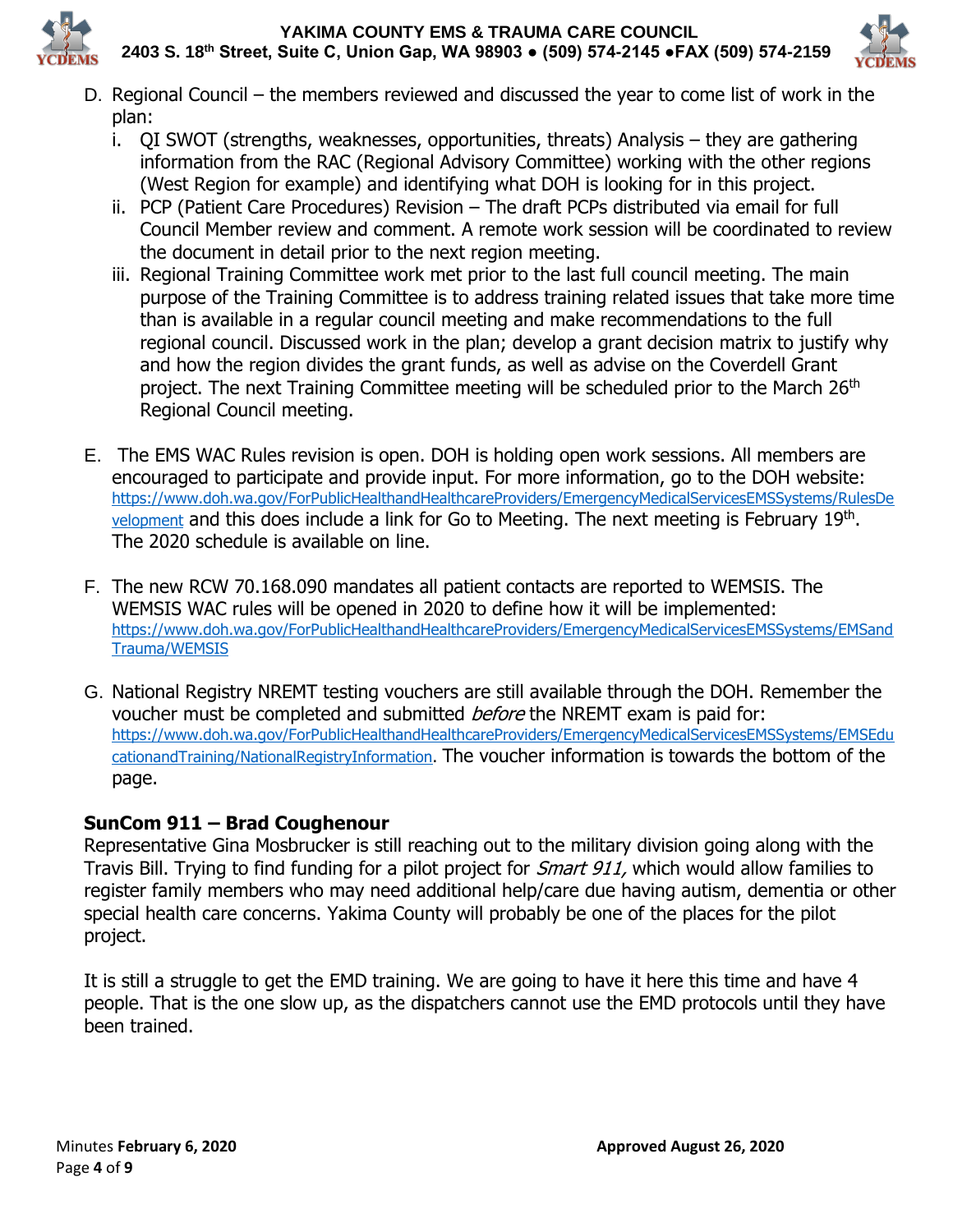D. Regional Council – the members reviewed and discussed the year to come list of work in the plan:

   i. QI SWOT (strengths, weaknesses, opportunities, threats) Analysis – they are gathering information from the RAC (Regional Advisory Committee) working with the other regions (West Region for example) and identifying what DOH is looking for in this project.

   ii. PCP (Patient Care Procedures) Revision – The draft PCPs distributed via email for full Council Member review and comment. A remote work session will be coordinated to review the document in detail prior to the next region meeting.

   iii. Regional Training Committee work met prior to the last full council meeting. The main purpose of the Training Committee is to address training related issues that take more time than is available in a regular council meeting and make recommendations to the full regional council. Discussed work in the plan; develop a grant decision matrix to justify why and how the region divides the grant funds, as well as advise on the Coverdell Grant project. The next Training Committee meeting will be scheduled prior to the March 26th Regional Council meeting.

E. The EMS WAC Rules revision is open. DOH is holding open work sessions. All members are encouraged to participate and provide input. For more information, go to the DOH website: https://www.doh.wa.gov/ForPublicHealthandHealthcareProviders/EmergencyMedicalServicesEMSSystems/RulesDevelopment and this does include a link for Go to Meeting. The next meeting is February 19th. The 2020 schedule is available on line.

F. The new RCW 70.168.090 mandates all patient contacts are reported to WEMSIS. The WEMSIS WAC rules will be opened in 2020 to define how it will be implemented: https://www.doh.wa.gov/ForPublicHealthandHealthcareProviders/EmergencyMedicalServicesEMSSystems/EMSandTrauma/WEMSIS

G. National Registry NREMT testing vouchers are still available through the DOH. Remember the voucher must be completed and submitted *before* the NREMT exam is paid for: https://www.doh.wa.gov/ForPublicHealthandHealthcareProviders/EmergencyMedicalServicesEMSSystems/EMSEducationandTraining/NationalRegistryInformation. The voucher information is towards the bottom of the page.

**SunCom 911 – Brad Coughenour**

Representative Gina Mosbrucker is still reaching out to the military division going along with the Travis Bill. Trying to find funding for a pilot project for *Smart 911,* which would allow families to register family members who may need additional help/care due having autism, dementia or other special health care concerns. Yakima County will probably be one of the places for the pilot project.

It is still a struggle to get the EMD training. We are going to have it here this time and have 4 people. That is the one slow up, as the dispatchers cannot use the EMD protocols until they have been trained.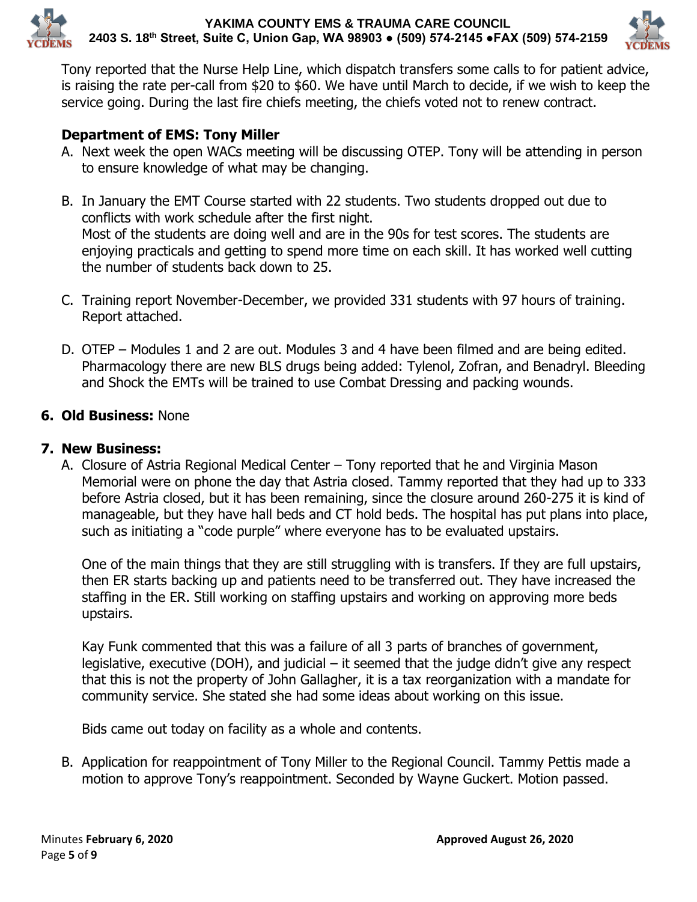Tony reported that the Nurse Help Line, which dispatch transfers some calls to for patient advice, is raising the rate per-call from $20 to $60. We have until March to decide, if we wish to keep the service going. During the last fire chiefs meeting, the chiefs voted not to renew contract.

### Department of EMS: Tony Miller

A. Next week the open WACs meeting will be discussing OTEP. Tony will be attending in person to ensure knowledge of what may be changing.

B. In January the EMT Course started with 22 students. Two students dropped out due to conflicts with work schedule after the first night.
Most of the students are doing well and are in the 90s for test scores. The students are enjoying practicals and getting to spend more time on each skill. It has worked well cutting the number of students back down to 25.

C. Training report November-December, we provided 331 students with 97 hours of training. Report attached.

D. OTEP – Modules 1 and 2 are out. Modules 3 and 4 have been filmed and are being edited. Pharmacology there are new BLS drugs being added: Tylenol, Zofran, and Benadryl. Bleeding and Shock the EMTs will be trained to use Combat Dressing and packing wounds.

## 6. Old Business: None

## 7. New Business:

A. Closure of Astria Regional Medical Center – Tony reported that he and Virginia Mason Memorial were on phone the day that Astria closed. Tammy reported that they had up to 333 before Astria closed, but it has been remaining, since the closure around 260-275 it is kind of manageable, but they have hall beds and CT hold beds. The hospital has put plans into place, such as initiating a "code purple" where everyone has to be evaluated upstairs.

One of the main things that they are still struggling with is transfers. If they are full upstairs, then ER starts backing up and patients need to be transferred out. They have increased the staffing in the ER. Still working on staffing upstairs and working on approving more beds upstairs.

Kay Funk commented that this was a failure of all 3 parts of branches of government, legislative, executive (DOH), and judicial – it seemed that the judge didn't give any respect that this is not the property of John Gallagher, it is a tax reorganization with a mandate for community service. She stated she had some ideas about working on this issue.

Bids came out today on facility as a whole and contents.

B. Application for reappointment of Tony Miller to the Regional Council. Tammy Pettis made a motion to approve Tony's reappointment. Seconded by Wayne Guckert. Motion passed.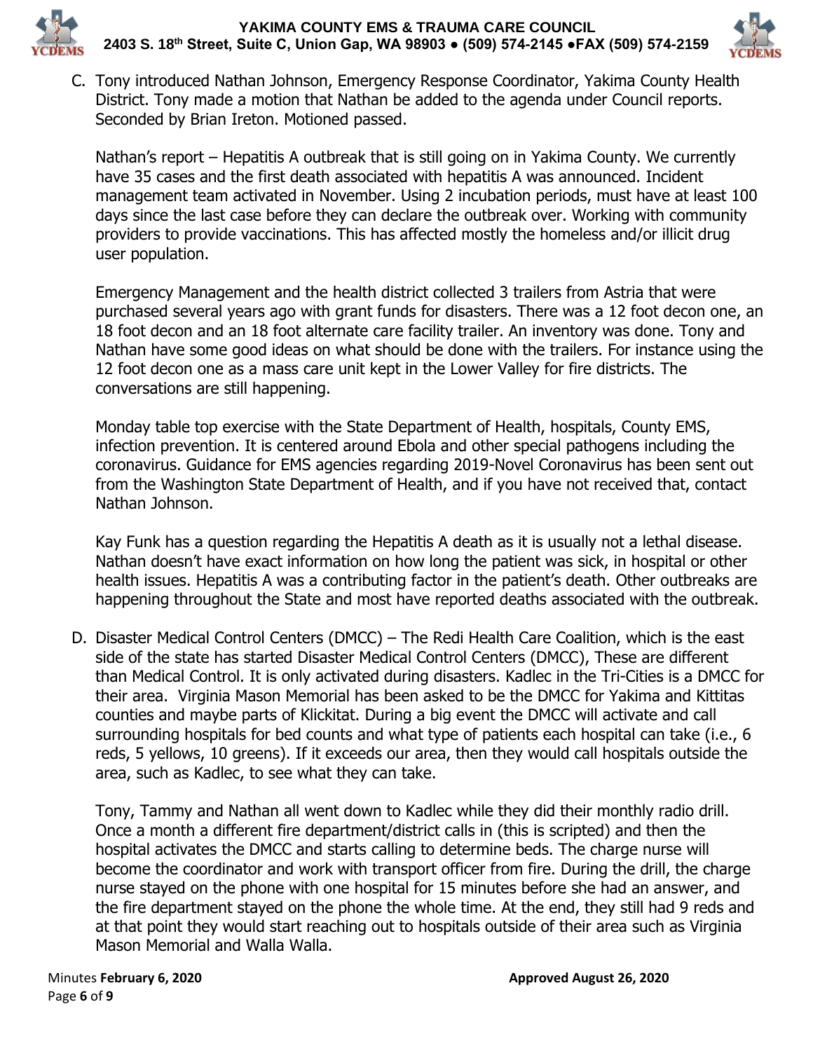C. Tony introduced Nathan Johnson, Emergency Response Coordinator, Yakima County Health District. Tony made a motion that Nathan be added to the agenda under Council reports. Seconded by Brian Ireton. Motioned passed.

   Nathan's report – Hepatitis A outbreak that is still going on in Yakima County. We currently have 35 cases and the first death associated with hepatitis A was announced. Incident management team activated in November. Using 2 incubation periods, must have at least 100 days since the last case before they can declare the outbreak over. Working with community providers to provide vaccinations. This has affected mostly the homeless and/or illicit drug user population.

   Emergency Management and the health district collected 3 trailers from Astria that were purchased several years ago with grant funds for disasters. There was a 12 foot decon one, an 18 foot decon and an 18 foot alternate care facility trailer. An inventory was done. Tony and Nathan have some good ideas on what should be done with the trailers. For instance using the 12 foot decon one as a mass care unit kept in the Lower Valley for fire districts. The conversations are still happening.

   Monday table top exercise with the State Department of Health, hospitals, County EMS, infection prevention. It is centered around Ebola and other special pathogens including the coronavirus. Guidance for EMS agencies regarding 2019-Novel Coronavirus has been sent out from the Washington State Department of Health, and if you have not received that, contact Nathan Johnson.

   Kay Funk has a question regarding the Hepatitis A death as it is usually not a lethal disease. Nathan doesn't have exact information on how long the patient was sick, in hospital or other health issues. Hepatitis A was a contributing factor in the patient's death. Other outbreaks are happening throughout the State and most have reported deaths associated with the outbreak.

D. Disaster Medical Control Centers (DMCC) – The Redi Health Care Coalition, which is the east side of the state has started Disaster Medical Control Centers (DMCC), These are different than Medical Control. It is only activated during disasters. Kadlec in the Tri-Cities is a DMCC for their area. Virginia Mason Memorial has been asked to be the DMCC for Yakima and Kittitas counties and maybe parts of Klickitat. During a big event the DMCC will activate and call surrounding hospitals for bed counts and what type of patients each hospital can take (i.e., 6 reds, 5 yellows, 10 greens). If it exceeds our area, then they would call hospitals outside the area, such as Kadlec, to see what they can take.

   Tony, Tammy and Nathan all went down to Kadlec while they did their monthly radio drill. Once a month a different fire department/district calls in (this is scripted) and then the hospital activates the DMCC and starts calling to determine beds. The charge nurse will become the coordinator and work with transport officer from fire. During the drill, the charge nurse stayed on the phone with one hospital for 15 minutes before she had an answer, and the fire department stayed on the phone the whole time. At the end, they still had 9 reds and at that point they would start reaching out to hospitals outside of their area such as Virginia Mason Memorial and Walla Walla.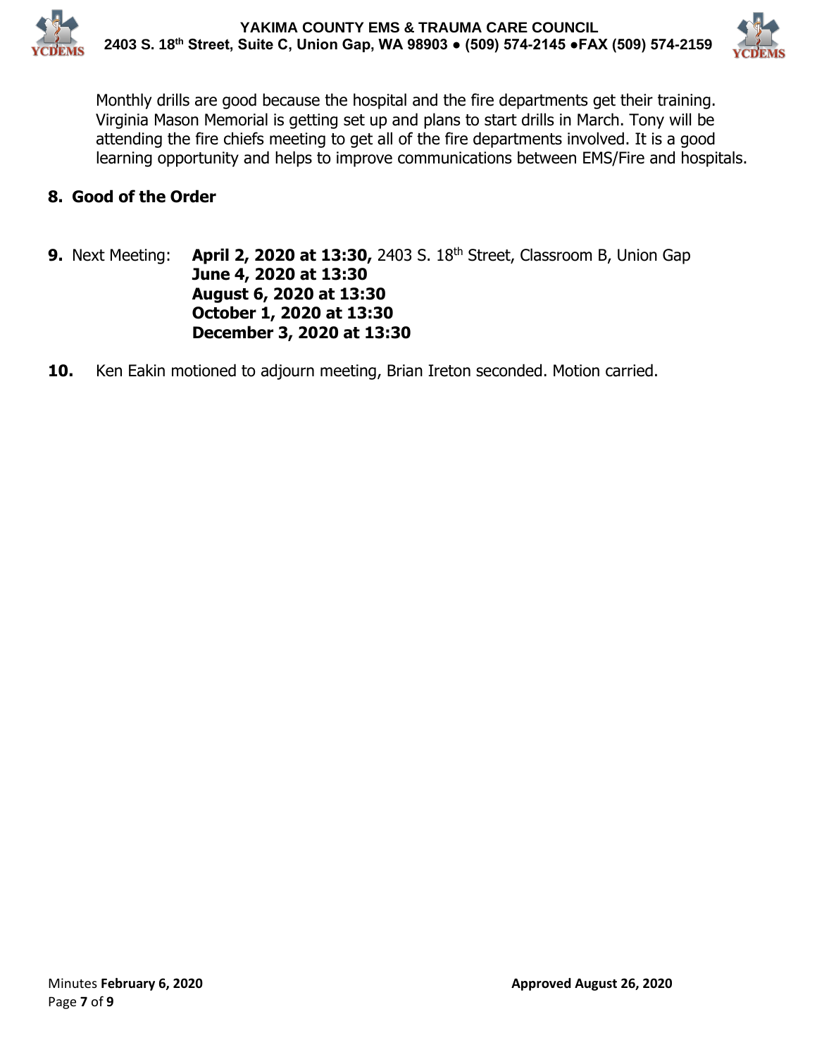Monthly drills are good because the hospital and the fire departments get their training. Virginia Mason Memorial is getting set up and plans to start drills in March. Tony will be attending the fire chiefs meeting to get all of the fire departments involved. It is a good learning opportunity and helps to improve communications between EMS/Fire and hospitals.

**8. Good of the Order**

**9.** Next Meeting: **April 2, 2020 at 13:30,** 2403 S. 18th Street, Classroom B, Union Gap
**June 4, 2020 at 13:30**
**August 6, 2020 at 13:30**
**October 1, 2020 at 13:30**
**December 3, 2020 at 13:30**

**10.** Ken Eakin motioned to adjourn meeting, Brian Ireton seconded. Motion carried.

Minutes **February 6, 2020** **Approved August 26, 2020**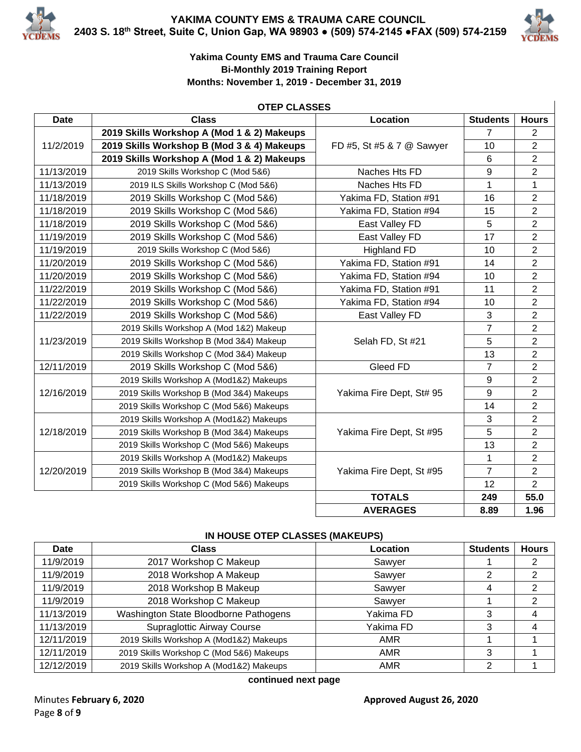**YAKIMA COUNTY EMS & TRAUMA CARE COUNCIL**
**2403 S. 18th Street, Suite C, Union Gap, WA 98903 ● (509) 574-2145 ●FAX (509) 574-2159**

**Yakima County EMS and Trauma Care Council**
**Bi-Monthly 2019 Training Report**
**Months: November 1, 2019 - December 31, 2019**

**OTEP CLASSES**

| Date | Class | Location | Students | Hours |
|---|---|---|---|---|
| 11/2/2019 | **2019 Skills Workshop A (Mod 1 & 2) Makeups** | FD #5, St #5 & 7 @ Sawyer | 7 | 2 |
| | **2019 Skills Workshop B (Mod 3 & 4) Makeups** | | 10 | 2 |
| | **2019 Skills Workshop A (Mod 1 & 2) Makeups** | | 6 | 2 |
| 11/13/2019 | 2019 Skills Workshop C (Mod 5&6) | Naches Hts FD | 9 | 2 |
| 11/13/2019 | 2019 ILS Skills Workshop C (Mod 5&6) | Naches Hts FD | 1 | 1 |
| 11/18/2019 | 2019 Skills Workshop C (Mod 5&6) | Yakima FD, Station #91 | 16 | 2 |
| 11/18/2019 | 2019 Skills Workshop C (Mod 5&6) | Yakima FD, Station #94 | 15 | 2 |
| 11/18/2019 | 2019 Skills Workshop C (Mod 5&6) | East Valley FD | 5 | 2 |
| 11/19/2019 | 2019 Skills Workshop C (Mod 5&6) | East Valley FD | 17 | 2 |
| 11/19/2019 | 2019 Skills Workshop C (Mod 5&6) | Highland FD | 10 | 2 |
| 11/20/2019 | 2019 Skills Workshop C (Mod 5&6) | Yakima FD, Station #91 | 14 | 2 |
| 11/20/2019 | 2019 Skills Workshop C (Mod 5&6) | Yakima FD, Station #94 | 10 | 2 |
| 11/22/2019 | 2019 Skills Workshop C (Mod 5&6) | Yakima FD, Station #91 | 11 | 2 |
| 11/22/2019 | 2019 Skills Workshop C (Mod 5&6) | Yakima FD, Station #94 | 10 | 2 |
| 11/22/2019 | 2019 Skills Workshop C (Mod 5&6) | East Valley FD | 3 | 2 |
| 11/23/2019 | 2019 Skills Workshop A (Mod 1&2) Makeup | Selah FD, St #21 | 7 | 2 |
| | 2019 Skills Workshop B (Mod 3&4) Makeup | | 5 | 2 |
| | 2019 Skills Workshop C (Mod 3&4) Makeup | | 13 | 2 |
| 12/11/2019 | 2019 Skills Workshop C (Mod 5&6) | Gleed FD | 7 | 2 |
| 12/16/2019 | 2019 Skills Workshop A (Mod1&2) Makeups | Yakima Fire Dept, St# 95 | 9 | 2 |
| | 2019 Skills Workshop B (Mod 3&4) Makeups | | 9 | 2 |
| | 2019 Skills Workshop C (Mod 5&6) Makeups | | 14 | 2 |
| 12/18/2019 | 2019 Skills Workshop A (Mod1&2) Makeups | Yakima Fire Dept, St #95 | 3 | 2 |
| | 2019 Skills Workshop B (Mod 3&4) Makeups | | 5 | 2 |
| | 2019 Skills Workshop C (Mod 5&6) Makeups | | 13 | 2 |
| 12/20/2019 | 2019 Skills Workshop A (Mod1&2) Makeups | Yakima Fire Dept, St #95 | 1 | 2 |
| | 2019 Skills Workshop B (Mod 3&4) Makeups | | 7 | 2 |
| | 2019 Skills Workshop C (Mod 5&6) Makeups | | 12 | 2 |
| | | **TOTALS** | **249** | **55.0** |
| | | **AVERAGES** | **8.89** | **1.96** |

**IN HOUSE OTEP CLASSES (MAKEUPS)**

| Date | Class | Location | Students | Hours |
|---|---|---|---|---|
| 11/9/2019 | 2017 Workshop C Makeup | Sawyer | 1 | 2 |
| 11/9/2019 | 2018 Workshop A Makeup | Sawyer | 2 | 2 |
| 11/9/2019 | 2018 Workshop B Makeup | Sawyer | 4 | 2 |
| 11/9/2019 | 2018 Workshop C Makeup | Sawyer | 1 | 2 |
| 11/13/2019 | Washington State Bloodborne Pathogens | Yakima FD | 3 | 4 |
| 11/13/2019 | Supraglottic Airway Course | Yakima FD | 3 | 4 |
| 12/11/2019 | 2019 Skills Workshop A (Mod1&2) Makeups | AMR | 1 | 1 |
| 12/11/2019 | 2019 Skills Workshop C (Mod 5&6) Makeups | AMR | 3 | 1 |
| 12/12/2019 | 2019 Skills Workshop A (Mod1&2) Makeups | AMR | 2 | 1 |

**continued next page**

Minutes **February 6, 2020** **Approved August 26, 2020**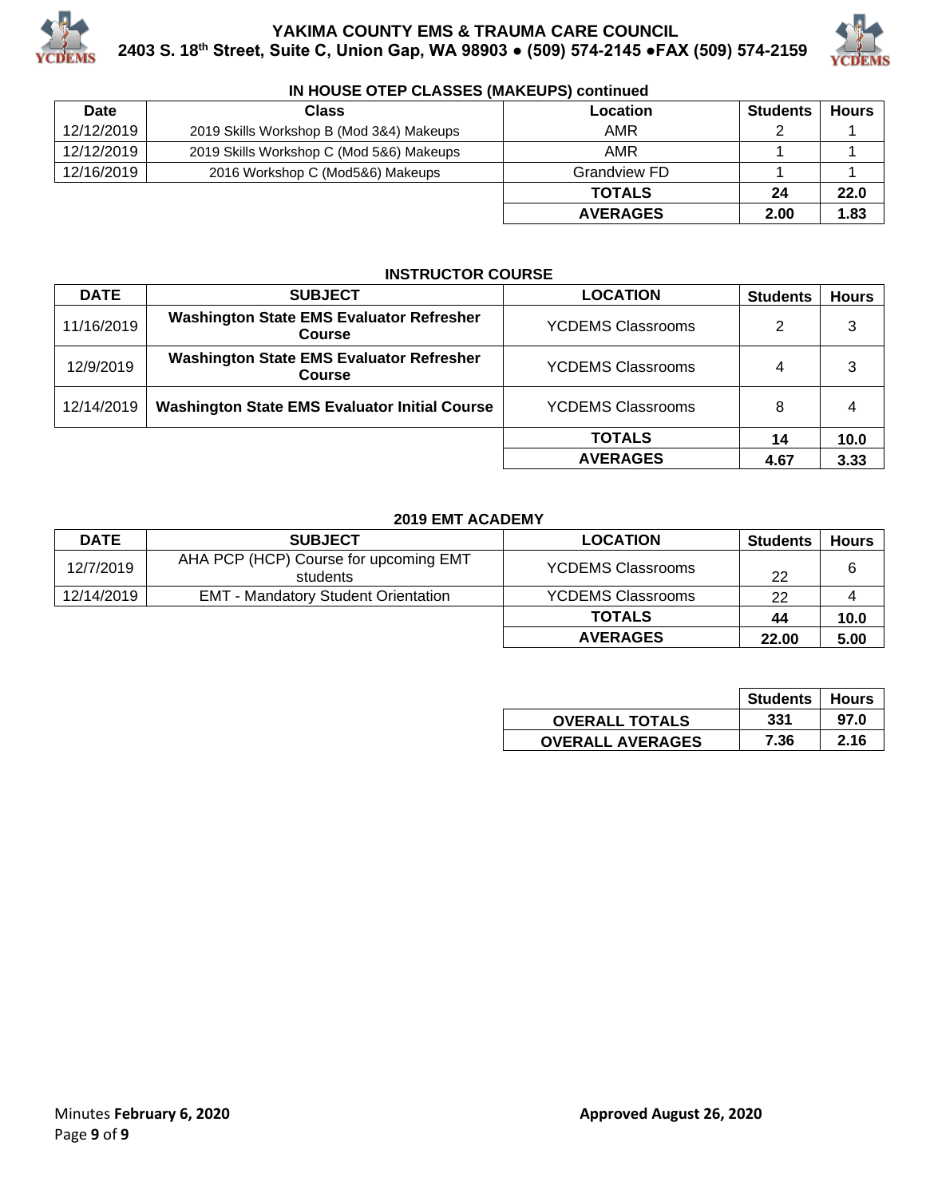### IN HOUSE OTEP CLASSES (MAKEUPS) continued

| Date | Class | Location | Students | Hours |
|---|---|---|---|---|
| 12/12/2019 | 2019 Skills Workshop B (Mod 3&4) Makeups | AMR | 2 | 1 |
| 12/12/2019 | 2019 Skills Workshop C (Mod 5&6) Makeups | AMR | 1 | 1 |
| 12/16/2019 | 2016 Workshop C (Mod5&6) Makeups | Grandview FD | 1 | 1 |
| | | **TOTALS** | **24** | **22.0** |
| | | **AVERAGES** | **2.00** | **1.83** |

### INSTRUCTOR COURSE

| DATE | SUBJECT | LOCATION | Students | Hours |
|---|---|---|---|---|
| 11/16/2019 | **Washington State EMS Evaluator Refresher Course** | YCDEMS Classrooms | 2 | 3 |
| 12/9/2019 | **Washington State EMS Evaluator Refresher Course** | YCDEMS Classrooms | 4 | 3 |
| 12/14/2019 | **Washington State EMS Evaluator Initial Course** | YCDEMS Classrooms | 8 | 4 |
| | | **TOTALS** | **14** | **10.0** |
| | | **AVERAGES** | **4.67** | **3.33** |

### 2019 EMT ACADEMY

| DATE | SUBJECT | LOCATION | Students | Hours |
|---|---|---|---|---|
| 12/7/2019 | AHA PCP (HCP) Course for upcoming EMT students | YCDEMS Classrooms | 22 | 6 |
| 12/14/2019 | EMT - Mandatory Student Orientation | YCDEMS Classrooms | 22 | 4 |
| | | **TOTALS** | **44** | **10.0** |
| | | **AVERAGES** | **22.00** | **5.00** |

| | Students | Hours |
|---|---|---|
| **OVERALL TOTALS** | **331** | **97.0** |
| **OVERALL AVERAGES** | **7.36** | **2.16** |